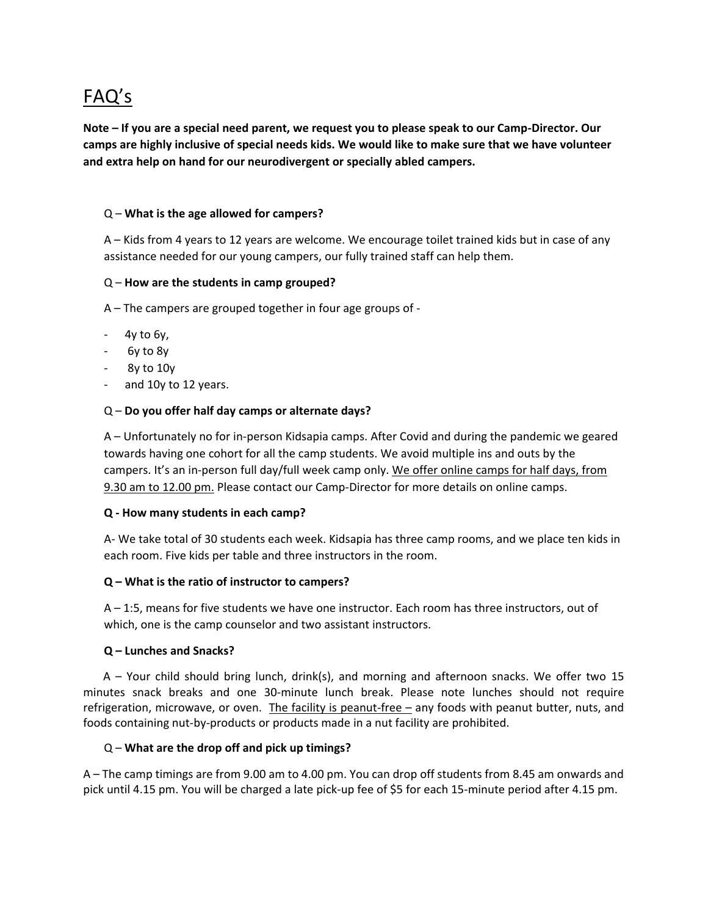# FAQ's

**Note – If you are a special need parent, we request you to please speak to our Camp-Director. Our camps are highly inclusive of special needs kids. We would like to make sure that we have volunteer and extra help on hand for our neurodivergent or specially abled campers.**

Q – **What is the age allowed for campers?**

A – Kids from 4 years to 12 years are welcome. We encourage toilet trained kids but in case of any assistance needed for our young campers, our fully trained staff can help them.

Q – **How are the students in camp grouped?**

A – The campers are grouped together in four age groups of -

- 4y to 6y,
- 6y to 8y
- 8y to 10y
- and 10y to 12 years.

Q – **Do you offer half day camps or alternate days?**

A – Unfortunately no for in-person Kidsapia camps. After Covid and during the pandemic we geared towards having one cohort for all the camp students. We avoid multiple ins and outs by the campers. It's an in-person full day/full week camp only. <u>We offer online camps for half days, from 9.30 am to 12.00 pm.</u> Please contact our Camp-Director for more details on online camps.

**Q - How many students in each camp?**

A- We take total of 30 students each week. Kidsapia has three camp rooms, and we place ten kids in each room. Five kids per table and three instructors in the room.

**Q – What is the ratio of instructor to campers?**

A – 1:5, means for five students we have one instructor. Each room has three instructors, out of which, one is the camp counselor and two assistant instructors.

**Q – Lunches and Snacks?**

A – Your child should bring lunch, drink(s), and morning and afternoon snacks. We offer two 15 minutes snack breaks and one 30-minute lunch break. Please note lunches should not require refrigeration, microwave, or oven. <u>The facility is peanut-free –</u> any foods with peanut butter, nuts, and foods containing nut-by-products or products made in a nut facility are prohibited.

Q – **What are the drop off and pick up timings?**

A – The camp timings are from 9.00 am to 4.00 pm. You can drop off students from 8.45 am onwards and pick until 4.15 pm. You will be charged a late pick-up fee of $5 for each 15-minute period after 4.15 pm.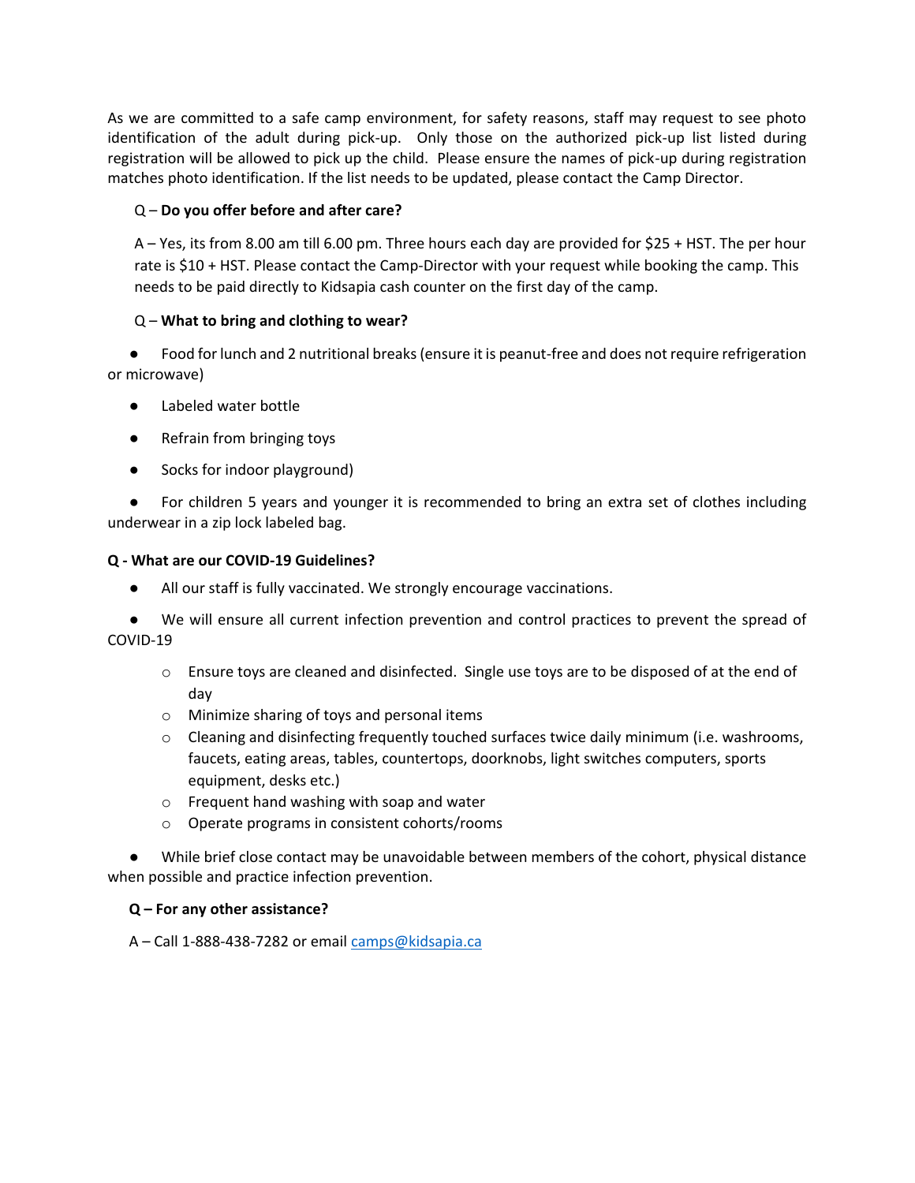As we are committed to a safe camp environment, for safety reasons, staff may request to see photo identification of the adult during pick-up. Only those on the authorized pick-up list listed during registration will be allowed to pick up the child. Please ensure the names of pick-up during registration matches photo identification. If the list needs to be updated, please contact the Camp Director.

Q – **Do you offer before and after care?**

A – Yes, its from 8.00 am till 6.00 pm. Three hours each day are provided for $25 + HST. The per hour rate is $10 + HST. Please contact the Camp-Director with your request while booking the camp. This needs to be paid directly to Kidsapia cash counter on the first day of the camp.

Q – **What to bring and clothing to wear?**

- Food for lunch and 2 nutritional breaks (ensure it is peanut-free and does not require refrigeration or microwave)
- Labeled water bottle
- Refrain from bringing toys
- Socks for indoor playground)
- For children 5 years and younger it is recommended to bring an extra set of clothes including underwear in a zip lock labeled bag.

**Q - What are our COVID-19 Guidelines?**

- All our staff is fully vaccinated. We strongly encourage vaccinations.
- We will ensure all current infection prevention and control practices to prevent the spread of COVID-19
  - Ensure toys are cleaned and disinfected. Single use toys are to be disposed of at the end of day
  - Minimize sharing of toys and personal items
  - Cleaning and disinfecting frequently touched surfaces twice daily minimum (i.e. washrooms, faucets, eating areas, tables, countertops, doorknobs, light switches computers, sports equipment, desks etc.)
  - Frequent hand washing with soap and water
  - Operate programs in consistent cohorts/rooms
- While brief close contact may be unavoidable between members of the cohort, physical distance when possible and practice infection prevention.

**Q – For any other assistance?**

A – Call 1-888-438-7282 or email camps@kidsapia.ca